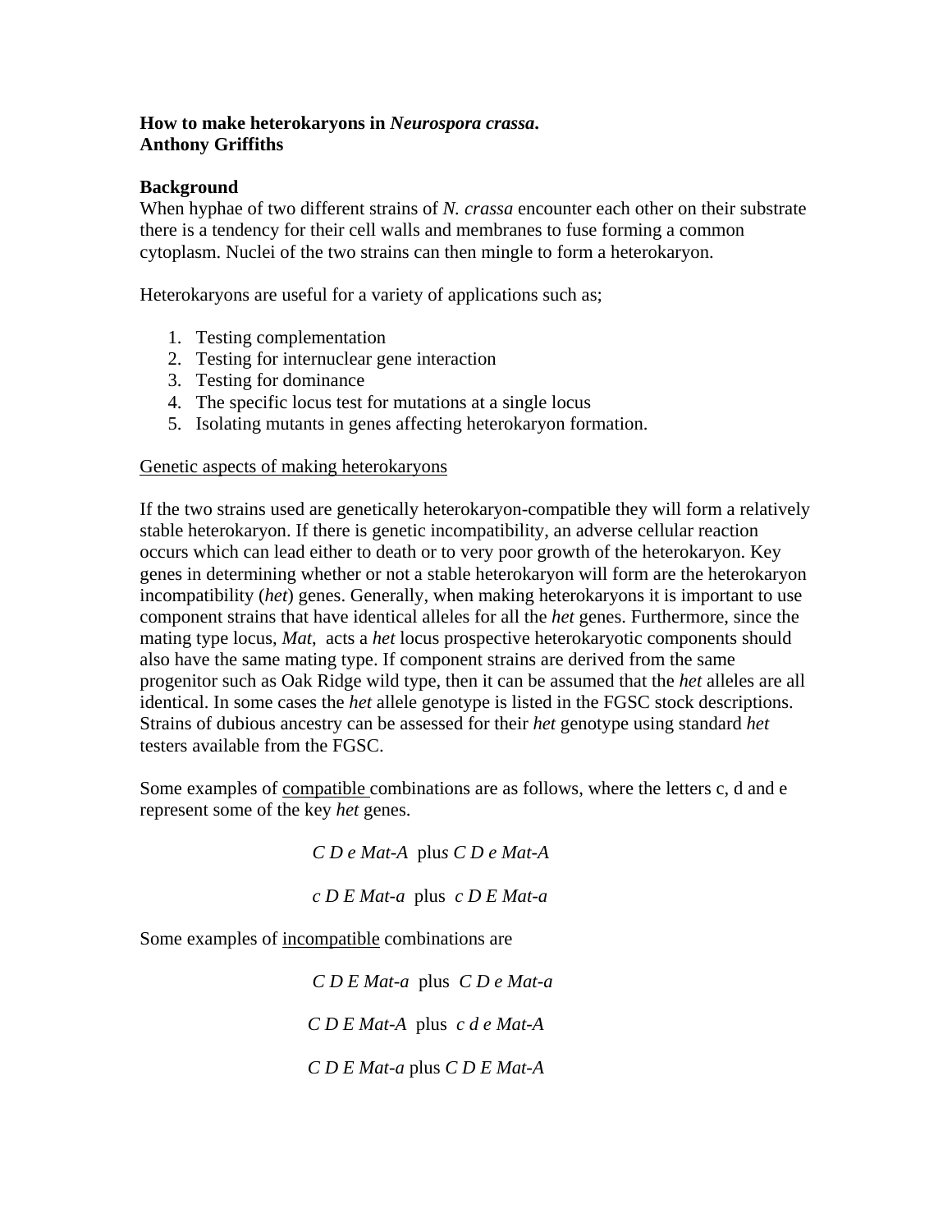**How to make heterokaryons in *Neurospora crassa*.**
**Anthony Griffiths**

## Background

When hyphae of two different strains of *N. crassa* encounter each other on their substrate there is a tendency for their cell walls and membranes to fuse forming a common cytoplasm. Nuclei of the two strains can then mingle to form a heterokaryon.

Heterokaryons are useful for a variety of applications such as;

1. Testing complementation
2. Testing for internuclear gene interaction
3. Testing for dominance
4. The specific locus test for mutations at a single locus
5. Isolating mutants in genes affecting heterokaryon formation.

<u>Genetic aspects of making heterokaryons</u>

If the two strains used are genetically heterokaryon-compatible they will form a relatively stable heterokaryon. If there is genetic incompatibility, an adverse cellular reaction occurs which can lead either to death or to very poor growth of the heterokaryon. Key genes in determining whether or not a stable heterokaryon will form are the heterokaryon incompatibility (*het*) genes. Generally, when making heterokaryons it is important to use component strains that have identical alleles for all the *het* genes. Furthermore, since the mating type locus, *Mat*, acts a *het* locus prospective heterokaryotic components should also have the same mating type. If component strains are derived from the same progenitor such as Oak Ridge wild type, then it can be assumed that the *het* alleles are all identical. In some cases the *het* allele genotype is listed in the FGSC stock descriptions. Strains of dubious ancestry can be assessed for their *het* genotype using standard *het* testers available from the FGSC.

Some examples of <u>compatible</u> combinations are as follows, where the letters c, d and e represent some of the key *het* genes.

*C D e Mat-A* plus *C D e Mat-A*

*c D E Mat-a* plus *c D E Mat-a*

Some examples of <u>incompatible</u> combinations are

*C D E Mat-a* plus *C D e Mat-a*

*C D E Mat-A* plus *c d e Mat-A*

*C D E Mat-a* plus *C D E Mat-A*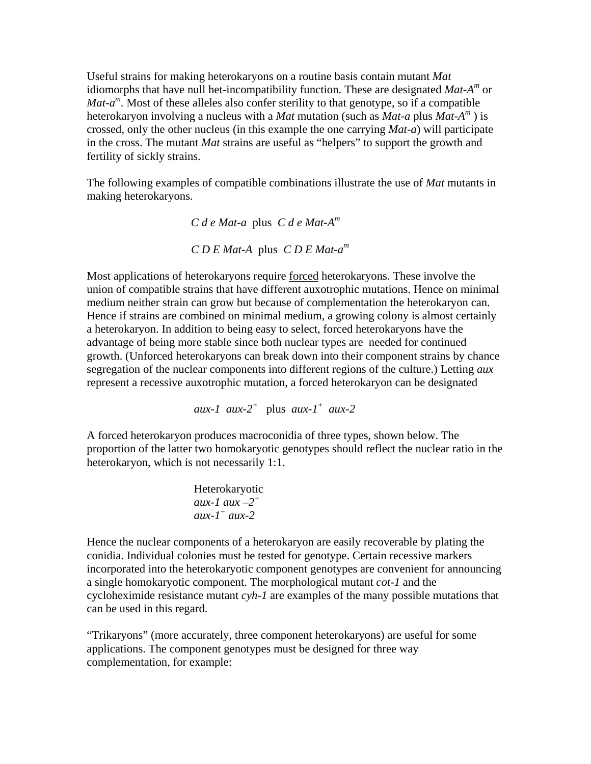Useful strains for making heterokaryons on a routine basis contain mutant *Mat* idiomorphs that have null het-incompatibility function. These are designated *Mat-A*$^m$ or *Mat-a*$^m$. Most of these alleles also confer sterility to that genotype, so if a compatible heterokaryon involving a nucleus with a *Mat* mutation (such as *Mat-a* plus *Mat-A*$^m$ ) is crossed, only the other nucleus (in this example the one carrying *Mat-a*) will participate in the cross. The mutant *Mat* strains are useful as "helpers" to support the growth and fertility of sickly strains.

The following examples of compatible combinations illustrate the use of *Mat* mutants in making heterokaryons.

*C d e Mat-a* plus *C d e Mat-A*$^m$

*C D E Mat-A* plus *C D E Mat-a*$^m$

Most applications of heterokaryons require <u>forced</u> heterokaryons. These involve the union of compatible strains that have different auxotrophic mutations. Hence on minimal medium neither strain can grow but because of complementation the heterokaryon can. Hence if strains are combined on minimal medium, a growing colony is almost certainly a heterokaryon. In addition to being easy to select, forced heterokaryons have the advantage of being more stable since both nuclear types are needed for continued growth. (Unforced heterokaryons can break down into their component strains by chance segregation of the nuclear components into different regions of the culture.) Letting *aux* represent a recessive auxotrophic mutation, a forced heterokaryon can be designated

*aux-1 aux-2*$^+$ plus *aux-1*$^+$ *aux-2*

A forced heterokaryon produces macroconidia of three types, shown below. The proportion of the latter two homokaryotic genotypes should reflect the nuclear ratio in the heterokaryon, which is not necessarily 1:1.

Heterokaryotic
*aux-1 aux –2*$^+$
*aux-1*$^+$ *aux-2*

Hence the nuclear components of a heterokaryon are easily recoverable by plating the conidia. Individual colonies must be tested for genotype. Certain recessive markers incorporated into the heterokaryotic component genotypes are convenient for announcing a single homokaryotic component. The morphological mutant *cot-1* and the cycloheximide resistance mutant *cyh-1* are examples of the many possible mutations that can be used in this regard.

"Trikaryons" (more accurately, three component heterokaryons) are useful for some applications. The component genotypes must be designed for three way complementation, for example: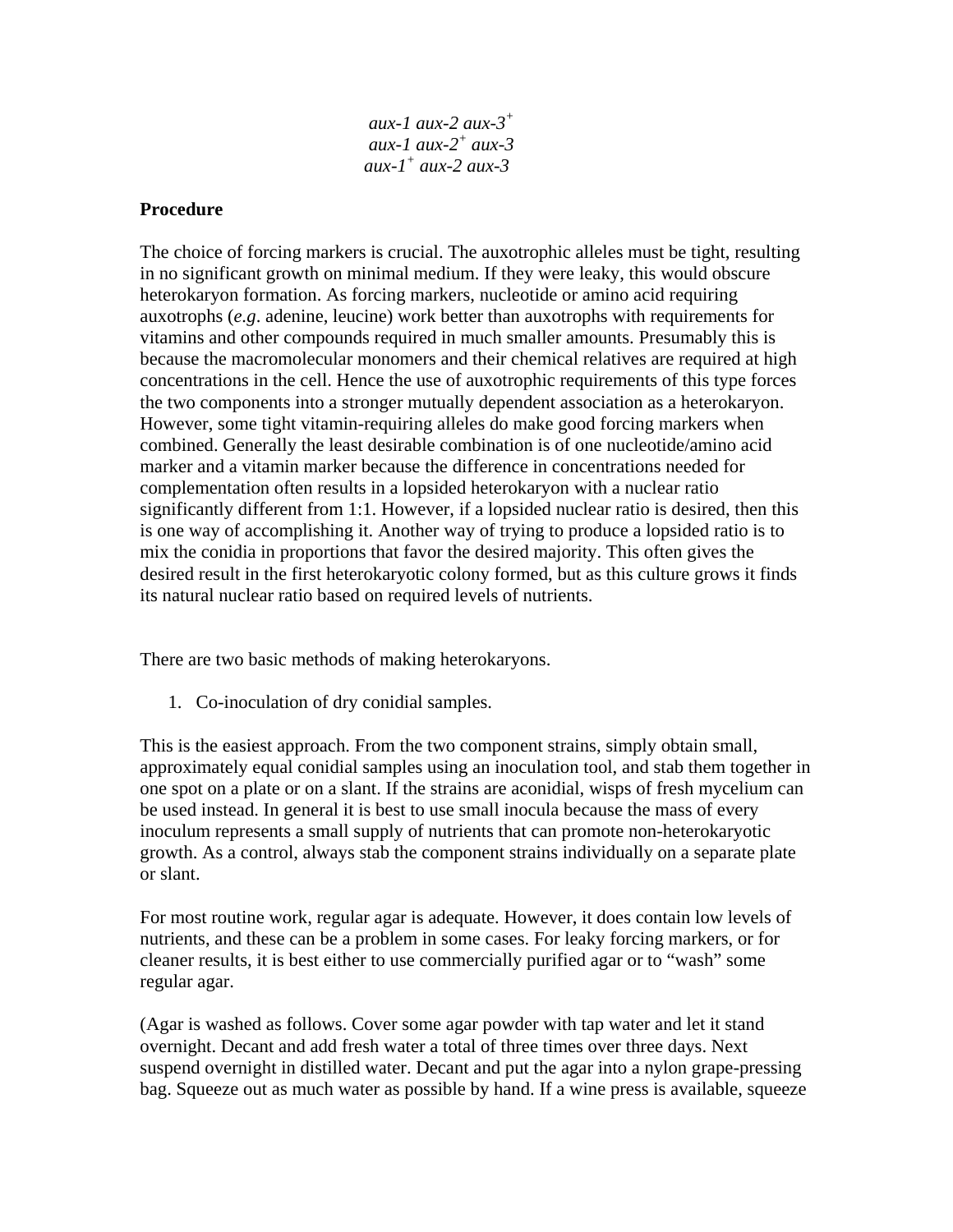*aux-1 aux-2 aux-3*$^{+}$
*aux-1 aux-2*$^{+}$ *aux-3*
*aux-1*$^{+}$ *aux-2 aux-3*

**Procedure**

The choice of forcing markers is crucial. The auxotrophic alleles must be tight, resulting in no significant growth on minimal medium. If they were leaky, this would obscure heterokaryon formation. As forcing markers, nucleotide or amino acid requiring auxotrophs (*e.g*. adenine, leucine) work better than auxotrophs with requirements for vitamins and other compounds required in much smaller amounts. Presumably this is because the macromolecular monomers and their chemical relatives are required at high concentrations in the cell. Hence the use of auxotrophic requirements of this type forces the two components into a stronger mutually dependent association as a heterokaryon. However, some tight vitamin-requiring alleles do make good forcing markers when combined. Generally the least desirable combination is of one nucleotide/amino acid marker and a vitamin marker because the difference in concentrations needed for complementation often results in a lopsided heterokaryon with a nuclear ratio significantly different from 1:1. However, if a lopsided nuclear ratio is desired, then this is one way of accomplishing it. Another way of trying to produce a lopsided ratio is to mix the conidia in proportions that favor the desired majority. This often gives the desired result in the first heterokaryotic colony formed, but as this culture grows it finds its natural nuclear ratio based on required levels of nutrients.

There are two basic methods of making heterokaryons.

1. Co-inoculation of dry conidial samples.

This is the easiest approach. From the two component strains, simply obtain small, approximately equal conidial samples using an inoculation tool, and stab them together in one spot on a plate or on a slant. If the strains are aconidial, wisps of fresh mycelium can be used instead. In general it is best to use small inocula because the mass of every inoculum represents a small supply of nutrients that can promote non-heterokaryotic growth. As a control, always stab the component strains individually on a separate plate or slant.

For most routine work, regular agar is adequate. However, it does contain low levels of nutrients, and these can be a problem in some cases. For leaky forcing markers, or for cleaner results, it is best either to use commercially purified agar or to "wash" some regular agar.

(Agar is washed as follows. Cover some agar powder with tap water and let it stand overnight. Decant and add fresh water a total of three times over three days. Next suspend overnight in distilled water. Decant and put the agar into a nylon grape-pressing bag. Squeeze out as much water as possible by hand. If a wine press is available, squeeze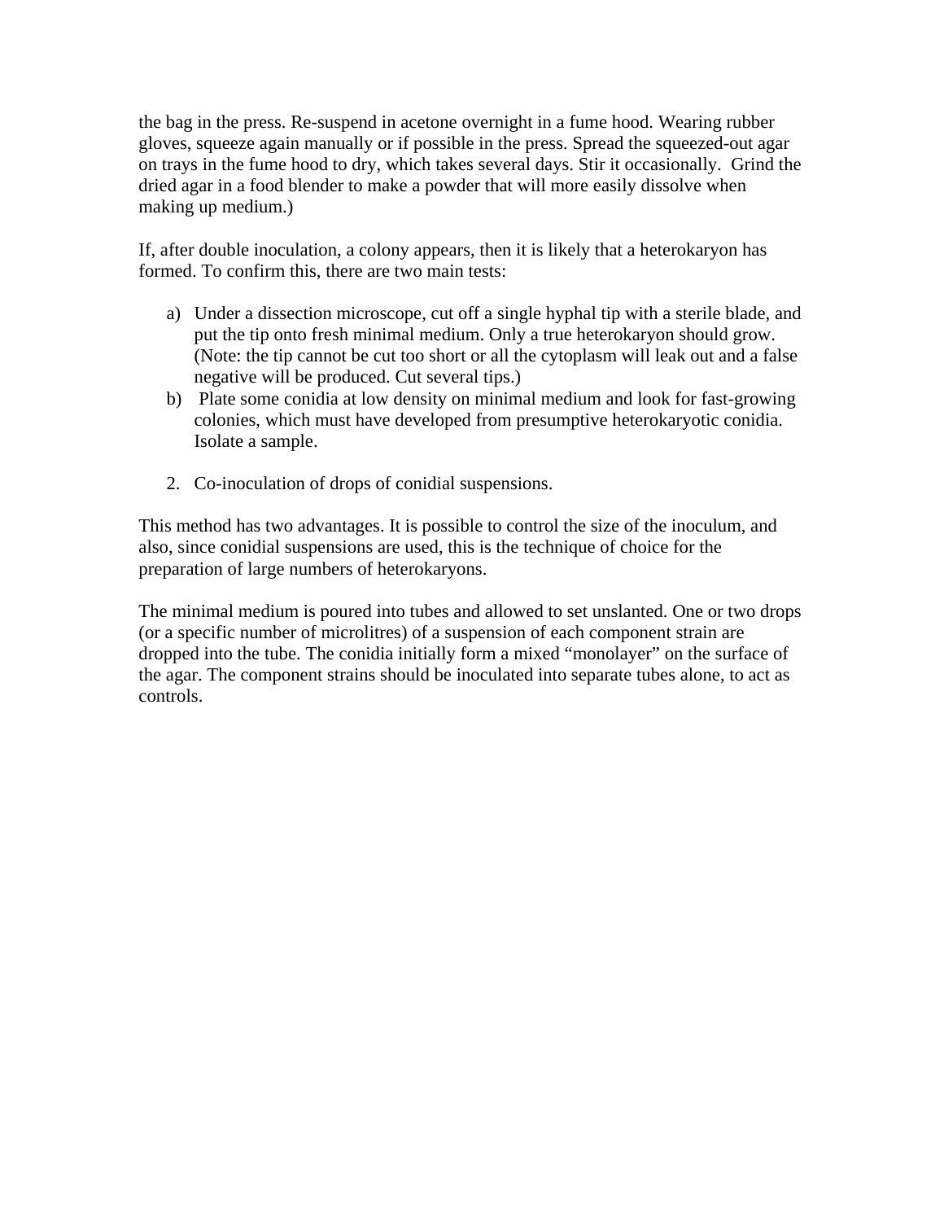the bag in the press. Re-suspend in acetone overnight in a fume hood. Wearing rubber gloves, squeeze again manually or if possible in the press. Spread the squeezed-out agar on trays in the fume hood to dry, which takes several days. Stir it occasionally. Grind the dried agar in a food blender to make a powder that will more easily dissolve when making up medium.)

If, after double inoculation, a colony appears, then it is likely that a heterokaryon has formed. To confirm this, there are two main tests:

a) Under a dissection microscope, cut off a single hyphal tip with a sterile blade, and put the tip onto fresh minimal medium. Only a true heterokaryon should grow. (Note: the tip cannot be cut too short or all the cytoplasm will leak out and a false negative will be produced. Cut several tips.)
b) Plate some conidia at low density on minimal medium and look for fast-growing colonies, which must have developed from presumptive heterokaryotic conidia. Isolate a sample.

2. Co-inoculation of drops of conidial suspensions.

This method has two advantages. It is possible to control the size of the inoculum, and also, since conidial suspensions are used, this is the technique of choice for the preparation of large numbers of heterokaryons.

The minimal medium is poured into tubes and allowed to set unslanted. One or two drops (or a specific number of microlitres) of a suspension of each component strain are dropped into the tube. The conidia initially form a mixed “monolayer” on the surface of the agar. The component strains should be inoculated into separate tubes alone, to act as controls.